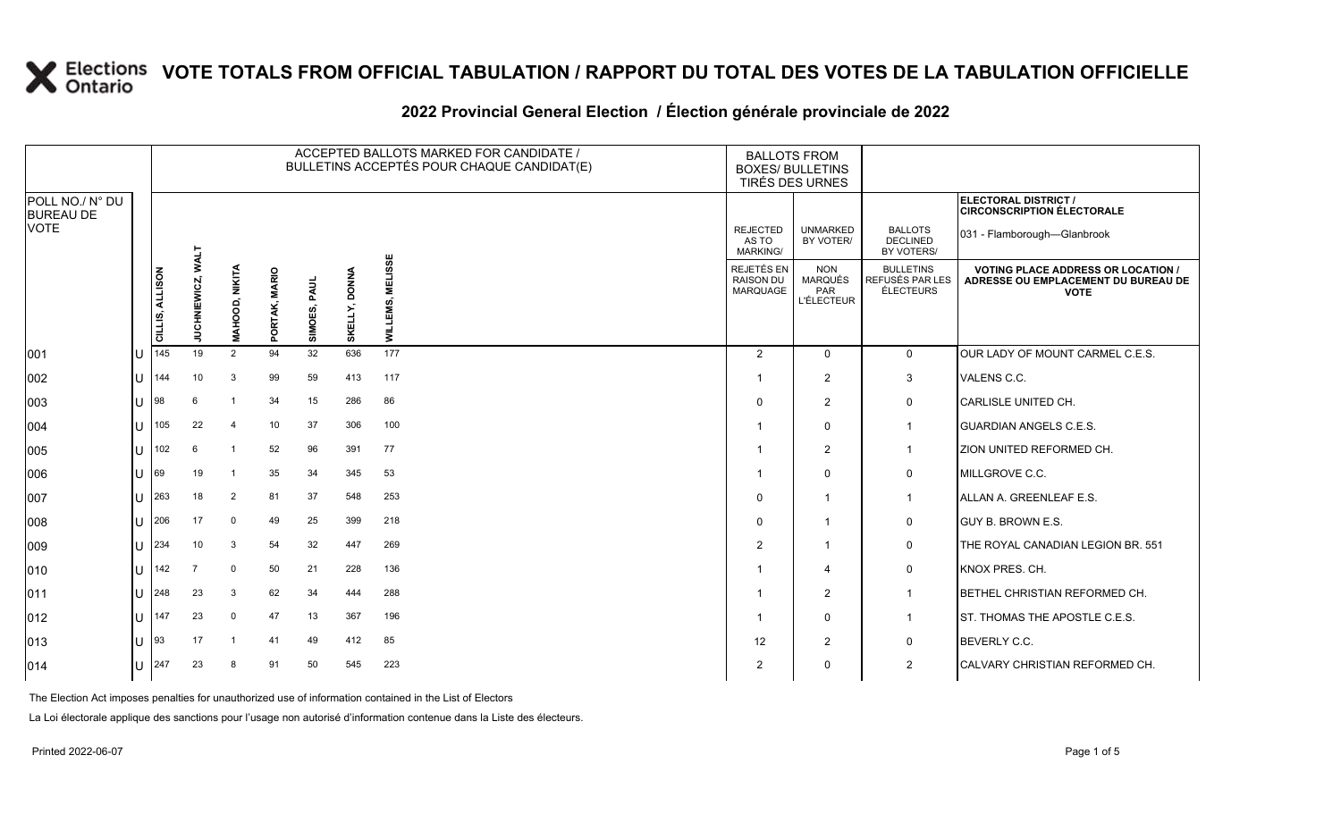# VOTE TOTALS FROM OFFICIAL TABULATION / RAPPORT DU TOTAL DES VOTES DE LA TABULATION OFFICIELLE

## 2022 Provincial General Election / Élection générale provinciale de 2022

**ELECTORAL DISTRICT / CIRCONSCRIPTION ÉLECTORALE**
031 - Flamborough—Glanbrook

| POLL NO./ N° DU BUREAU DE VOTE | | ACCEPTED BALLOTS MARKED FOR CANDIDATE / BULLETINS ACCEPTÉS POUR CHAQUE CANDIDAT(E) | | | | | | | BALLOTS FROM BOXES/ BULLETINS TIRÉS DES URNES | | | |
|---|---|---|---|---|---|---|---|---|---|---|---|---|
| | | CILLIS, ALLISON | JUCHNIEWICZ, WALT | MAHOOD, NIKITA | PORTAK, MARIO | SIMOES, PAUL | SKELLY, DONNA | WILLEMS, MELISSE | REJECTED AS TO MARKING/ REJETÉS EN RAISON DU MARQUAGE | UNMARKED BY VOTER/ NON MARQUÉS PAR L'ÉLECTEUR | BALLOTS DECLINED BY VOTERS/ BULLETINS REFUSÉS PAR LES ÉLECTEURS | VOTING PLACE ADDRESS OR LOCATION / ADRESSE OU EMPLACEMENT DU BUREAU DE VOTE |
| 001 | U | 145 | 19 | 2 | 94 | 32 | 636 | 177 | 2 | 0 | 0 | OUR LADY OF MOUNT CARMEL C.E.S. |
| 002 | U | 144 | 10 | 3 | 99 | 59 | 413 | 117 | 1 | 2 | 3 | VALENS C.C. |
| 003 | U | 98 | 6 | 1 | 34 | 15 | 286 | 86 | 0 | 2 | 0 | CARLISLE UNITED CH. |
| 004 | U | 105 | 22 | 4 | 10 | 37 | 306 | 100 | 1 | 0 | 1 | GUARDIAN ANGELS C.E.S. |
| 005 | U | 102 | 6 | 1 | 52 | 96 | 391 | 77 | 1 | 2 | 1 | ZION UNITED REFORMED CH. |
| 006 | U | 69 | 19 | 1 | 35 | 34 | 345 | 53 | 1 | 0 | 0 | MILLGROVE C.C. |
| 007 | U | 263 | 18 | 2 | 81 | 37 | 548 | 253 | 0 | 1 | 1 | ALLAN A. GREENLEAF E.S. |
| 008 | U | 206 | 17 | 0 | 49 | 25 | 399 | 218 | 0 | 1 | 0 | GUY B. BROWN E.S. |
| 009 | U | 234 | 10 | 3 | 54 | 32 | 447 | 269 | 2 | 1 | 0 | THE ROYAL CANADIAN LEGION BR. 551 |
| 010 | U | 142 | 7 | 0 | 50 | 21 | 228 | 136 | 1 | 4 | 0 | KNOX PRES. CH. |
| 011 | U | 248 | 23 | 3 | 62 | 34 | 444 | 288 | 1 | 2 | 1 | BETHEL CHRISTIAN REFORMED CH. |
| 012 | U | 147 | 23 | 0 | 47 | 13 | 367 | 196 | 1 | 0 | 1 | ST. THOMAS THE APOSTLE C.E.S. |
| 013 | U | 93 | 17 | 1 | 41 | 49 | 412 | 85 | 12 | 2 | 0 | BEVERLY C.C. |
| 014 | U | 247 | 23 | 8 | 91 | 50 | 545 | 223 | 2 | 0 | 2 | CALVARY CHRISTIAN REFORMED CH. |

The Election Act imposes penalties for unauthorized use of information contained in the List of Electors

La Loi électorale applique des sanctions pour l'usage non autorisé d'information contenue dans la Liste des électeurs.

Printed 2022-06-07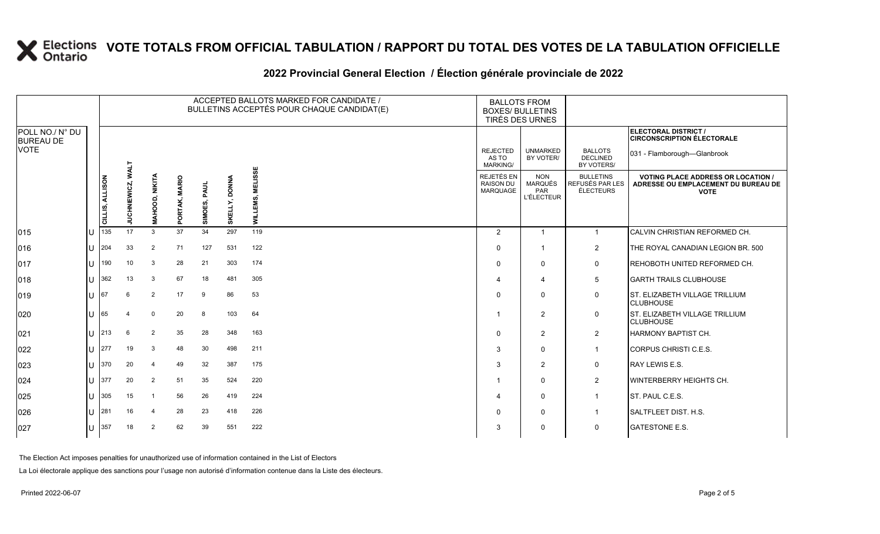# VOTE TOTALS FROM OFFICIAL TABULATION / RAPPORT DU TOTAL DES VOTES DE LA TABULATION OFFICIELLE

## 2022 Provincial General Election / Élection générale provinciale de 2022

ELECTORAL DISTRICT / CIRCONSCRIPTION ÉLECTORALE: 031 - Flamborough—Glanbrook

| POLL NO./ N° DU BUREAU DE VOTE | | ACCEPTED BALLOTS MARKED FOR CANDIDATE / BULLETINS ACCEPTÉS POUR CHAQUE CANDIDAT(E) | | | | | | | BALLOTS FROM BOXES/ BULLETINS TIRÉS DES URNES | | | |
|---|---|---|---|---|---|---|---|---|---|---|---|---|
| | | CILLIS, ALLISON | JUCHNIEWICZ, WALT | MAHOOD, NIKITA | PORTAK, MARIO | SIMOES, PAUL | SKELLY, DONNA | WILLEMS, MELISSE | REJECTED AS TO MARKING/ REJETÉS EN RAISON DU MARQUAGE | UNMARKED BY VOTER/ NON MARQUÉS PAR L'ÉLECTEUR | BALLOTS DECLINED BY VOTERS/ BULLETINS REFUSÉS PAR LES ÉLECTEURS | VOTING PLACE ADDRESS OR LOCATION / ADRESSE OU EMPLACEMENT DU BUREAU DE VOTE |
| 015 | U | 135 | 17 | 3 | 37 | 34 | 297 | 119 | 2 | 1 | 1 | CALVIN CHRISTIAN REFORMED CH. |
| 016 | U | 204 | 33 | 2 | 71 | 127 | 531 | 122 | 0 | 1 | 2 | THE ROYAL CANADIAN LEGION BR. 500 |
| 017 | U | 190 | 10 | 3 | 28 | 21 | 303 | 174 | 0 | 0 | 0 | REHOBOTH UNITED REFORMED CH. |
| 018 | U | 362 | 13 | 3 | 67 | 18 | 481 | 305 | 4 | 4 | 5 | GARTH TRAILS CLUBHOUSE |
| 019 | U | 67 | 6 | 2 | 17 | 9 | 86 | 53 | 0 | 0 | 0 | ST. ELIZABETH VILLAGE TRILLIUM CLUBHOUSE |
| 020 | U | 65 | 4 | 0 | 20 | 8 | 103 | 64 | 1 | 2 | 0 | ST. ELIZABETH VILLAGE TRILLIUM CLUBHOUSE |
| 021 | U | 213 | 6 | 2 | 35 | 28 | 348 | 163 | 0 | 2 | 2 | HARMONY BAPTIST CH. |
| 022 | U | 277 | 19 | 3 | 48 | 30 | 498 | 211 | 3 | 0 | 1 | CORPUS CHRISTI C.E.S. |
| 023 | U | 370 | 20 | 4 | 49 | 32 | 387 | 175 | 3 | 2 | 0 | RAY LEWIS E.S. |
| 024 | U | 377 | 20 | 2 | 51 | 35 | 524 | 220 | 1 | 0 | 2 | WINTERBERRY HEIGHTS CH. |
| 025 | U | 305 | 15 | 1 | 56 | 26 | 419 | 224 | 4 | 0 | 1 | ST. PAUL C.E.S. |
| 026 | U | 281 | 16 | 4 | 28 | 23 | 418 | 226 | 0 | 0 | 1 | SALTFLEET DIST. H.S. |
| 027 | U | 357 | 18 | 2 | 62 | 39 | 551 | 222 | 3 | 0 | 0 | GATESTONE E.S. |

The Election Act imposes penalties for unauthorized use of information contained in the List of Electors

La Loi électorale applique des sanctions pour l'usage non autorisé d'information contenue dans la Liste des électeurs.

Printed 2022-06-07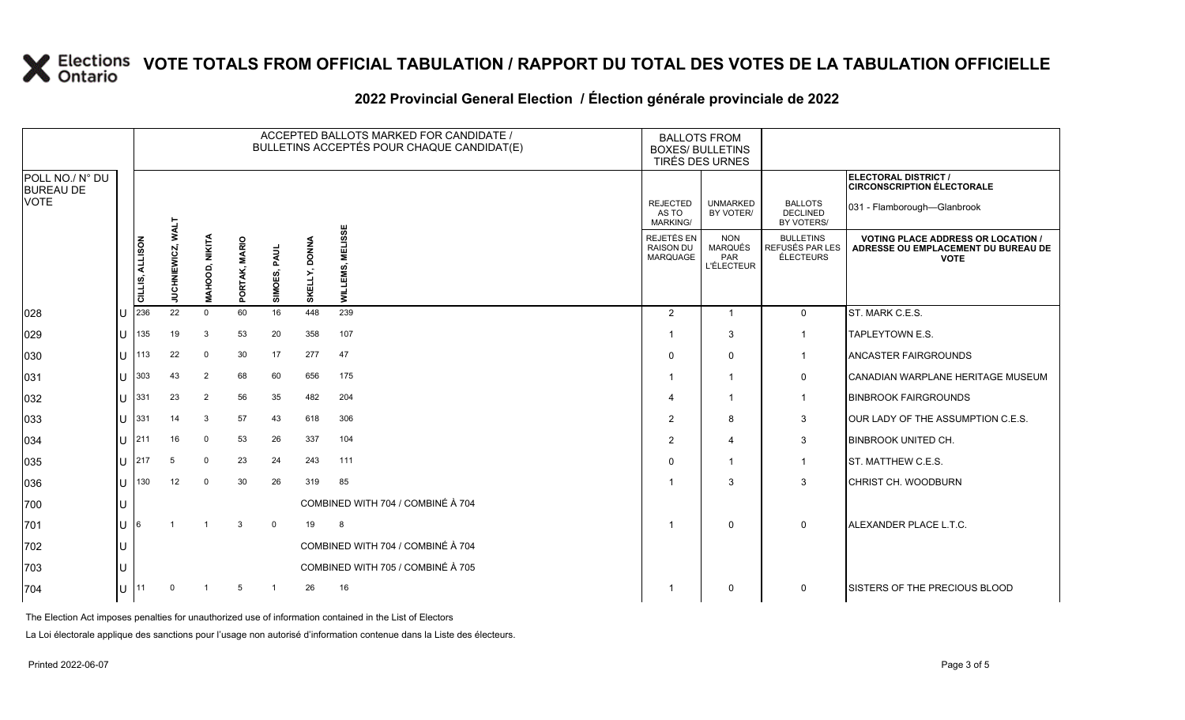# VOTE TOTALS FROM OFFICIAL TABULATION / RAPPORT DU TOTAL DES VOTES DE LA TABULATION OFFICIELLE

## 2022 Provincial General Election / Élection générale provinciale de 2022

ELECTORAL DISTRICT / CIRCONSCRIPTION ÉLECTORALE: 031 - Flamborough—Glanbrook

| POLL NO./ N° DU BUREAU DE VOTE | | ACCEPTED BALLOTS MARKED FOR CANDIDATE / BULLETINS ACCEPTÉS POUR CHAQUE CANDIDAT(E) | | | | | | | BALLOTS FROM BOXES/ BULLETINS TIRÉS DES URNES | | | |
|---|---|---|---|---|---|---|---|---|---|---|---|---|
| | | CILLIS, ALLISON | JUCHNIEWICZ, WALT | MAHOOD, NIKITA | PORTAK, MARIO | SIMOES, PAUL | SKELLY, DONNA | WILLEMS, MELISSE | REJECTED AS TO MARKING/ REJETÉS EN RAISON DU MARQUAGE | UNMARKED BY VOTER/ NON MARQUÉS PAR L'ÉLECTEUR | BALLOTS DECLINED BY VOTERS/ BULLETINS REFUSÉS PAR LES ÉLECTEURS | VOTING PLACE ADDRESS OR LOCATION / ADRESSE OU EMPLACEMENT DU BUREAU DE VOTE |
| 028 | U | 236 | 22 | 0 | 60 | 16 | 448 | 239 | 2 | 1 | 0 | ST. MARK C.E.S. |
| 029 | U | 135 | 19 | 3 | 53 | 20 | 358 | 107 | 1 | 3 | 1 | TAPLEYTOWN E.S. |
| 030 | U | 113 | 22 | 0 | 30 | 17 | 277 | 47 | 0 | 0 | 1 | ANCASTER FAIRGROUNDS |
| 031 | U | 303 | 43 | 2 | 68 | 60 | 656 | 175 | 1 | 1 | 0 | CANADIAN WARPLANE HERITAGE MUSEUM |
| 032 | U | 331 | 23 | 2 | 56 | 35 | 482 | 204 | 4 | 1 | 1 | BINBROOK FAIRGROUNDS |
| 033 | U | 331 | 14 | 3 | 57 | 43 | 618 | 306 | 2 | 8 | 3 | OUR LADY OF THE ASSUMPTION C.E.S. |
| 034 | U | 211 | 16 | 0 | 53 | 26 | 337 | 104 | 2 | 4 | 3 | BINBROOK UNITED CH. |
| 035 | U | 217 | 5 | 0 | 23 | 24 | 243 | 111 | 0 | 1 | 1 | ST. MATTHEW C.E.S. |
| 036 | U | 130 | 12 | 0 | 30 | 26 | 319 | 85 | 1 | 3 | 3 | CHRIST CH. WOODBURN |
| 700 | U | COMBINED WITH 704 / COMBINÉ À 704 | | | | | | | | | | |
| 701 | U | 6 | 1 | 1 | 3 | 0 | 19 | 8 | 1 | 0 | 0 | ALEXANDER PLACE L.T.C. |
| 702 | U | COMBINED WITH 704 / COMBINÉ À 704 | | | | | | | | | | |
| 703 | U | COMBINED WITH 705 / COMBINÉ À 705 | | | | | | | | | | |
| 704 | U | 11 | 0 | 1 | 5 | 1 | 26 | 16 | 1 | 0 | 0 | SISTERS OF THE PRECIOUS BLOOD |

The Election Act imposes penalties for unauthorized use of information contained in the List of Electors

La Loi électorale applique des sanctions pour l'usage non autorisé d'information contenue dans la Liste des électeurs.

Printed 2022-06-07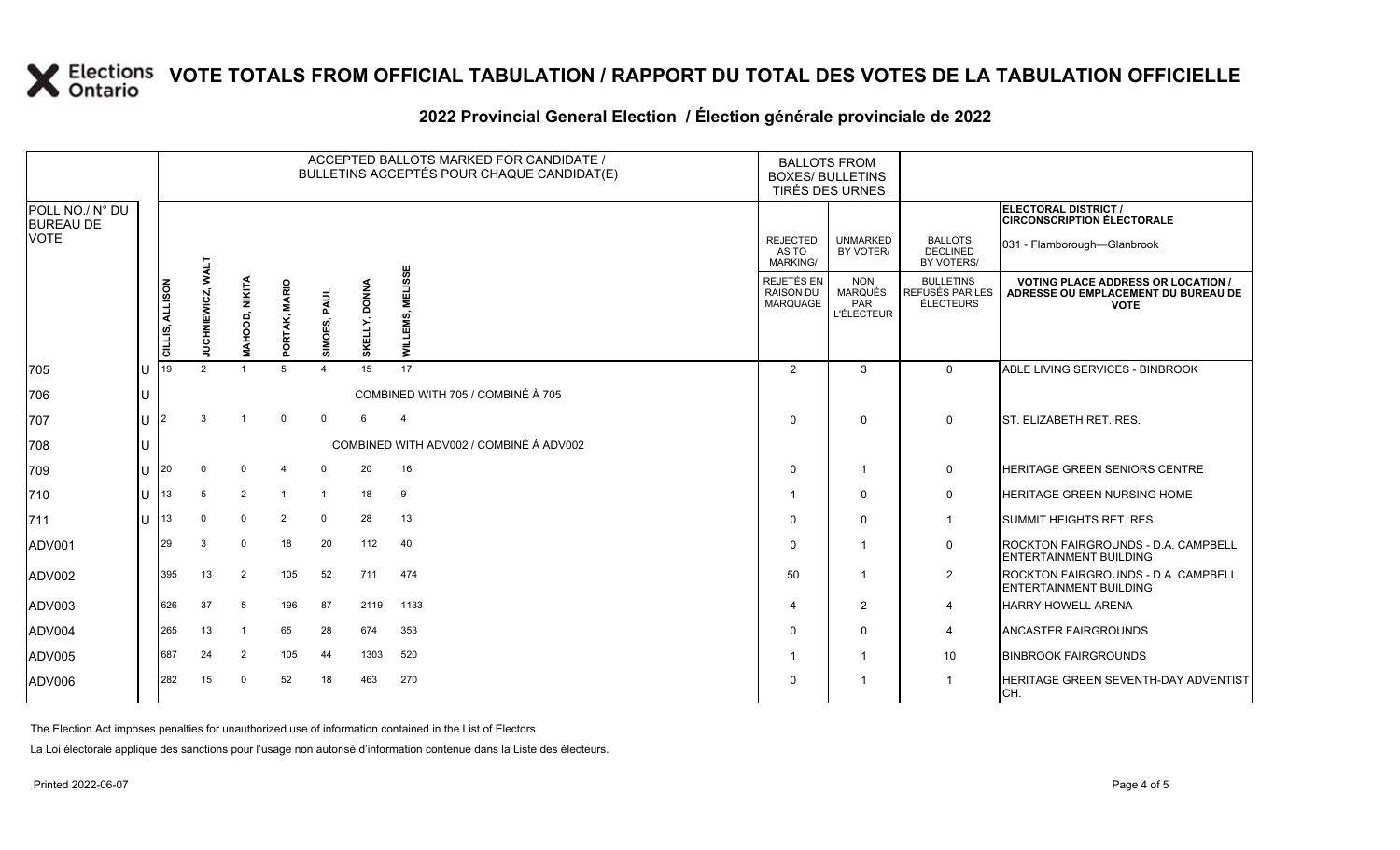# VOTE TOTALS FROM OFFICIAL TABULATION / RAPPORT DU TOTAL DES VOTES DE LA TABULATION OFFICIELLE

## 2022 Provincial General Election / Élection générale provinciale de 2022

ELECTORAL DISTRICT / CIRCONSCRIPTION ÉLECTORALE: 031 - Flamborough—Glanbrook

| POLL NO./ N° DU BUREAU DE VOTE | | ACCEPTED BALLOTS MARKED FOR CANDIDATE / BULLETINS ACCEPTÉS POUR CHAQUE CANDIDAT(E) | | | | | | | BALLOTS FROM BOXES/ BULLETINS TIRÉS DES URNES | | | |
|---|---|---|---|---|---|---|---|---|---|---|---|---|
| | | CILLIS, ALLISON | JUCHNIEWICZ, WALT | MAHOOD, NIKITA | PORTAK, MARIO | SIMOES, PAUL | SKELLY, DONNA | WILLEMS, MELISSE | REJECTED AS TO MARKING/ REJETÉS EN RAISON DU MARQUAGE | UNMARKED BY VOTER/ NON MARQUÉS PAR L'ÉLECTEUR | BALLOTS DECLINED BY VOTERS/ BULLETINS REFUSÉS PAR LES ÉLECTEURS | VOTING PLACE ADDRESS OR LOCATION / ADRESSE OU EMPLACEMENT DU BUREAU DE VOTE |
| 705 | U | 19 | 2 | 1 | 5 | 4 | 15 | 17 | 2 | 3 | 0 | ABLE LIVING SERVICES - BINBROOK |
| 706 | U | COMBINED WITH 705 / COMBINÉ À 705 | | | | | | | | | | |
| 707 | U | 2 | 3 | 1 | 0 | 0 | 6 | 4 | 0 | 0 | 0 | ST. ELIZABETH RET. RES. |
| 708 | U | COMBINED WITH ADV002 / COMBINÉ À ADV002 | | | | | | | | | | |
| 709 | U | 20 | 0 | 0 | 4 | 0 | 20 | 16 | 0 | 1 | 0 | HERITAGE GREEN SENIORS CENTRE |
| 710 | U | 13 | 5 | 2 | 1 | 1 | 18 | 9 | 1 | 0 | 0 | HERITAGE GREEN NURSING HOME |
| 711 | U | 13 | 0 | 0 | 2 | 0 | 28 | 13 | 0 | 0 | 1 | SUMMIT HEIGHTS RET. RES. |
| ADV001 | | 29 | 3 | 0 | 18 | 20 | 112 | 40 | 0 | 1 | 0 | ROCKTON FAIRGROUNDS - D.A. CAMPBELL ENTERTAINMENT BUILDING |
| ADV002 | | 395 | 13 | 2 | 105 | 52 | 711 | 474 | 50 | 1 | 2 | ROCKTON FAIRGROUNDS - D.A. CAMPBELL ENTERTAINMENT BUILDING |
| ADV003 | | 626 | 37 | 5 | 196 | 87 | 2119 | 1133 | 4 | 2 | 4 | HARRY HOWELL ARENA |
| ADV004 | | 265 | 13 | 1 | 65 | 28 | 674 | 353 | 0 | 0 | 4 | ANCASTER FAIRGROUNDS |
| ADV005 | | 687 | 24 | 2 | 105 | 44 | 1303 | 520 | 1 | 1 | 10 | BINBROOK FAIRGROUNDS |
| ADV006 | | 282 | 15 | 0 | 52 | 18 | 463 | 270 | 0 | 1 | 1 | HERITAGE GREEN SEVENTH-DAY ADVENTIST CH. |

The Election Act imposes penalties for unauthorized use of information contained in the List of Electors

La Loi électorale applique des sanctions pour l'usage non autorisé d'information contenue dans la Liste des électeurs.

Printed 2022-06-07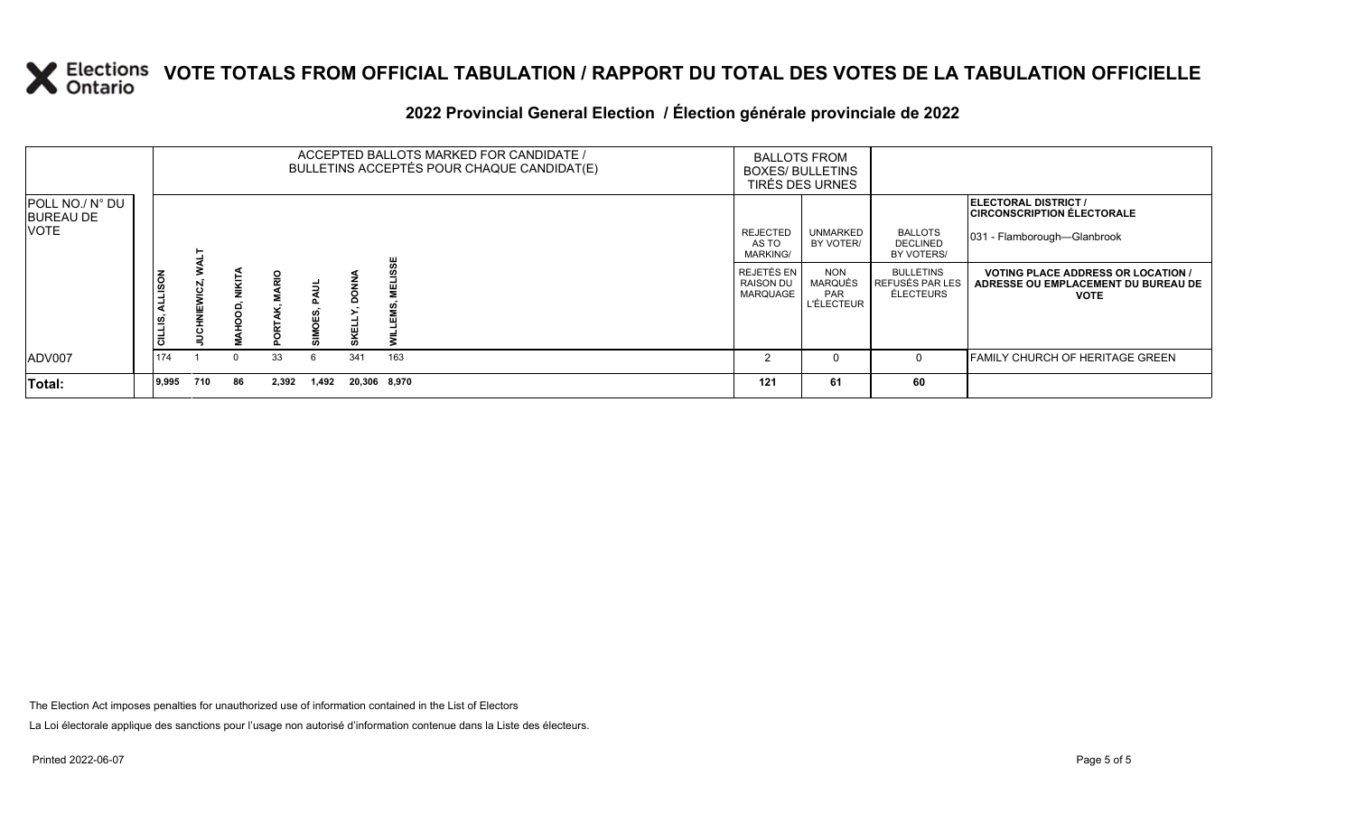# VOTE TOTALS FROM OFFICIAL TABULATION / RAPPORT DU TOTAL DES VOTES DE LA TABULATION OFFICIELLE

## 2022 Provincial General Election / Élection générale provinciale de 2022

ELECTORAL DISTRICT / CIRCONSCRIPTION ÉLECTORALE: 031 - Flamborough—Glanbrook

| POLL NO./ N° DU BUREAU DE VOTE | ACCEPTED BALLOTS MARKED FOR CANDIDATE / BULLETINS ACCEPTÉS POUR CHAQUE CANDIDAT(E) | | | | | | | BALLOTS FROM BOXES/ BULLETINS TIRÉS DES URNES | | | |
|---|---|---|---|---|---|---|---|---|---|---|---|
| | CILLIS, ALLISON | JUCHNIEWICZ, WALT | MAHOOD, NIKITA | PORTAK, MARIO | SIMOES, PAUL | SKELLY, DONNA | WILLEMS, MELISSE | REJECTED AS TO MARKING/ REJETÉS EN RAISON DU MARQUAGE | UNMARKED BY VOTER/ NON MARQUÉS PAR L'ÉLECTEUR | BALLOTS DECLINED BY VOTERS/ BULLETINS REFUSÉS PAR LES ÉLECTEURS | VOTING PLACE ADDRESS OR LOCATION / ADRESSE OU EMPLACEMENT DU BUREAU DE VOTE |
| ADV007 | 174 | 1 | 0 | 33 | 6 | 341 | 163 | 2 | 0 | 0 | FAMILY CHURCH OF HERITAGE GREEN |
| **Total:** | 9,995 | 710 | 86 | 2,392 | 1,492 | 20,306 | 8,970 | 121 | 61 | 60 | |

The Election Act imposes penalties for unauthorized use of information contained in the List of Electors

La Loi électorale applique des sanctions pour l'usage non autorisé d'information contenue dans la Liste des électeurs.

Printed 2022-06-07